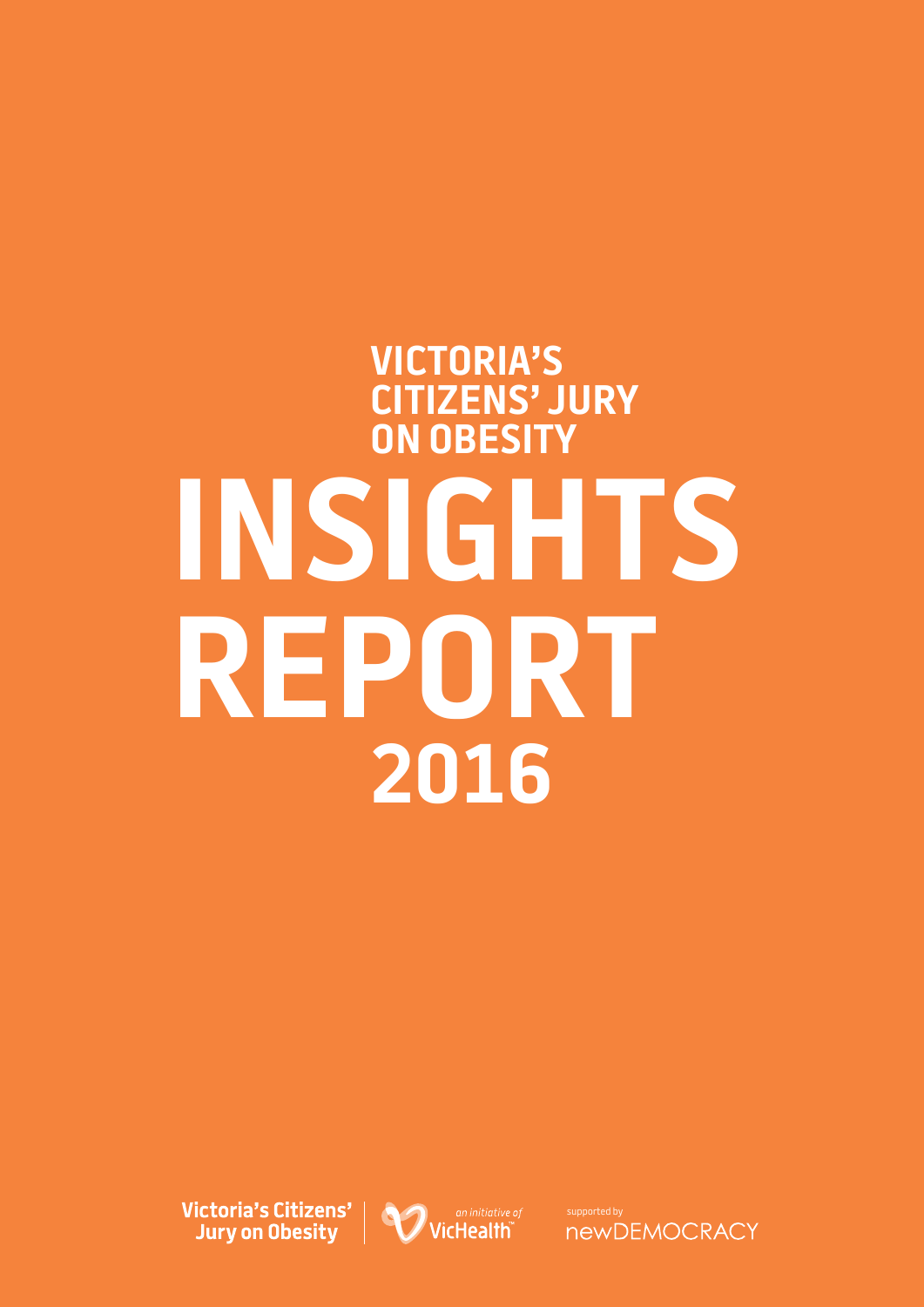# VICTORIA'S CITIZENS' JURY ON OBESITY

# INSIGHTS REPORT

## 2016

Victoria's Citizens' Jury on Obesity

*an initiative of* VicHealth™

supported by newDEMOCRACY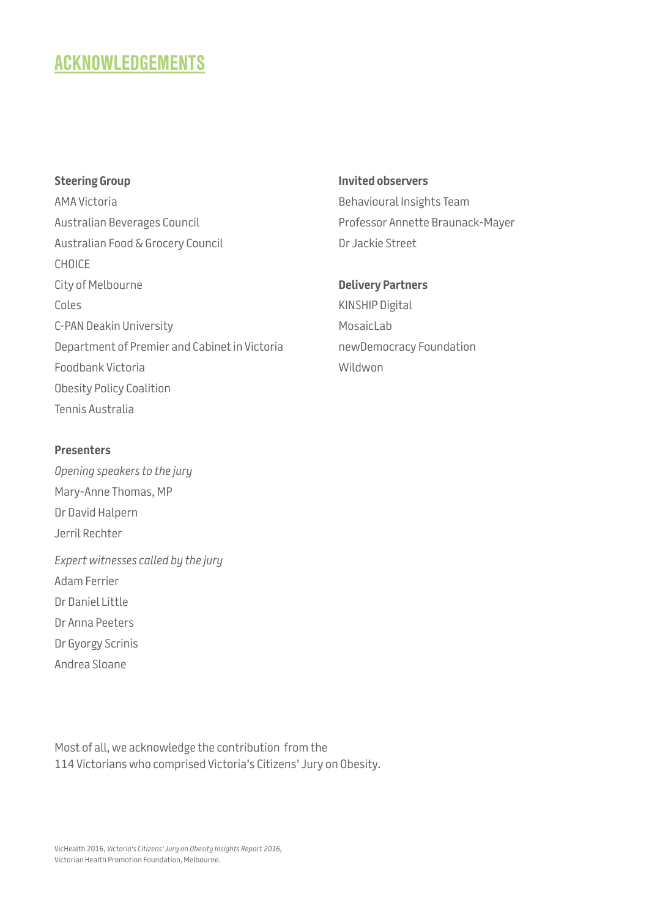# ACKNOWLEDGEMENTS

**Steering Group**

AMA Victoria
Australian Beverages Council
Australian Food & Grocery Council
CHOICE
City of Melbourne
Coles
C-PAN Deakin University
Department of Premier and Cabinet in Victoria
Foodbank Victoria
Obesity Policy Coalition
Tennis Australia

**Presenters**

*Opening speakers to the jury*

Mary-Anne Thomas, MP
Dr David Halpern
Jerril Rechter

*Expert witnesses called by the jury*

Adam Ferrier
Dr Daniel Little
Dr Anna Peeters
Dr Gyorgy Scrinis
Andrea Sloane

**Invited observers**

Behavioural Insights Team
Professor Annette Braunack-Mayer
Dr Jackie Street

**Delivery Partners**

KINSHIP Digital
MosaicLab
newDemocracy Foundation
Wildwon

Most of all, we acknowledge the contribution from the 114 Victorians who comprised Victoria's Citizens' Jury on Obesity.

VicHealth 2016, *Victoria's Citizens' Jury on Obesity Insights Report 2016*, Victorian Health Promotion Foundation, Melbourne.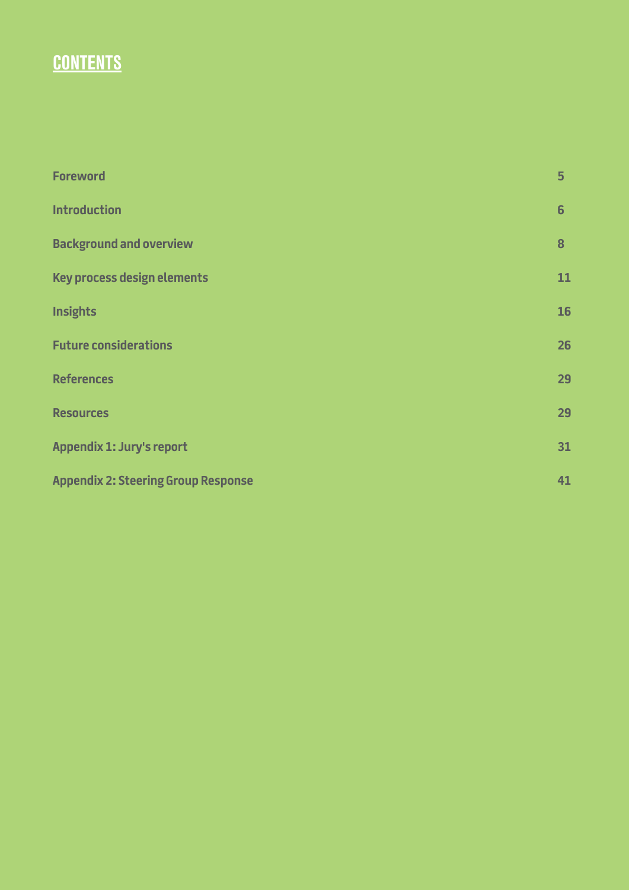# CONTENTS

| | |
|---|---|
| **Foreword** | **5** |
| **Introduction** | **6** |
| **Background and overview** | **8** |
| **Key process design elements** | **11** |
| **Insights** | **16** |
| **Future considerations** | **26** |
| **References** | **29** |
| **Resources** | **29** |
| **Appendix 1: Jury's report** | **31** |
| **Appendix 2: Steering Group Response** | **41** |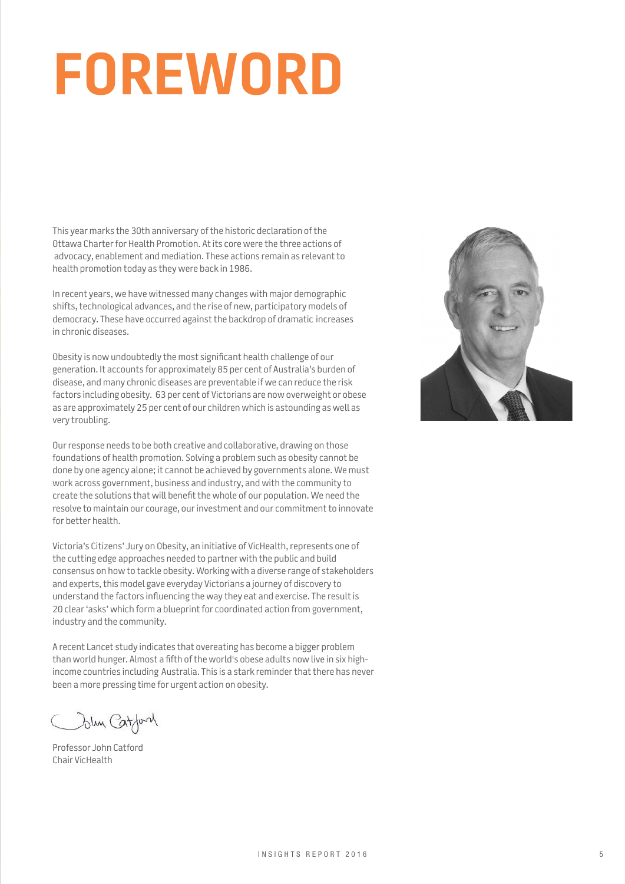# FOREWORD

This year marks the 30th anniversary of the historic declaration of the Ottawa Charter for Health Promotion. At its core were the three actions of advocacy, enablement and mediation. These actions remain as relevant to health promotion today as they were back in 1986.

In recent years, we have witnessed many changes with major demographic shifts, technological advances, and the rise of new, participatory models of democracy. These have occurred against the backdrop of dramatic increases in chronic diseases.

Obesity is now undoubtedly the most significant health challenge of our generation. It accounts for approximately 85 per cent of Australia's burden of disease, and many chronic diseases are preventable if we can reduce the risk factors including obesity. 63 per cent of Victorians are now overweight or obese as are approximately 25 per cent of our children which is astounding as well as very troubling.

Our response needs to be both creative and collaborative, drawing on those foundations of health promotion. Solving a problem such as obesity cannot be done by one agency alone; it cannot be achieved by governments alone. We must work across government, business and industry, and with the community to create the solutions that will benefit the whole of our population. We need the resolve to maintain our courage, our investment and our commitment to innovate for better health.

Victoria's Citizens' Jury on Obesity, an initiative of VicHealth, represents one of the cutting edge approaches needed to partner with the public and build consensus on how to tackle obesity. Working with a diverse range of stakeholders and experts, this model gave everyday Victorians a journey of discovery to understand the factors influencing the way they eat and exercise. The result is 20 clear 'asks' which form a blueprint for coordinated action from government, industry and the community.

A recent Lancet study indicates that overeating has become a bigger problem than world hunger. Almost a fifth of the world's obese adults now live in six high-income countries including Australia. This is a stark reminder that there has never been a more pressing time for urgent action on obesity.

John Catford

Professor John Catford
Chair VicHealth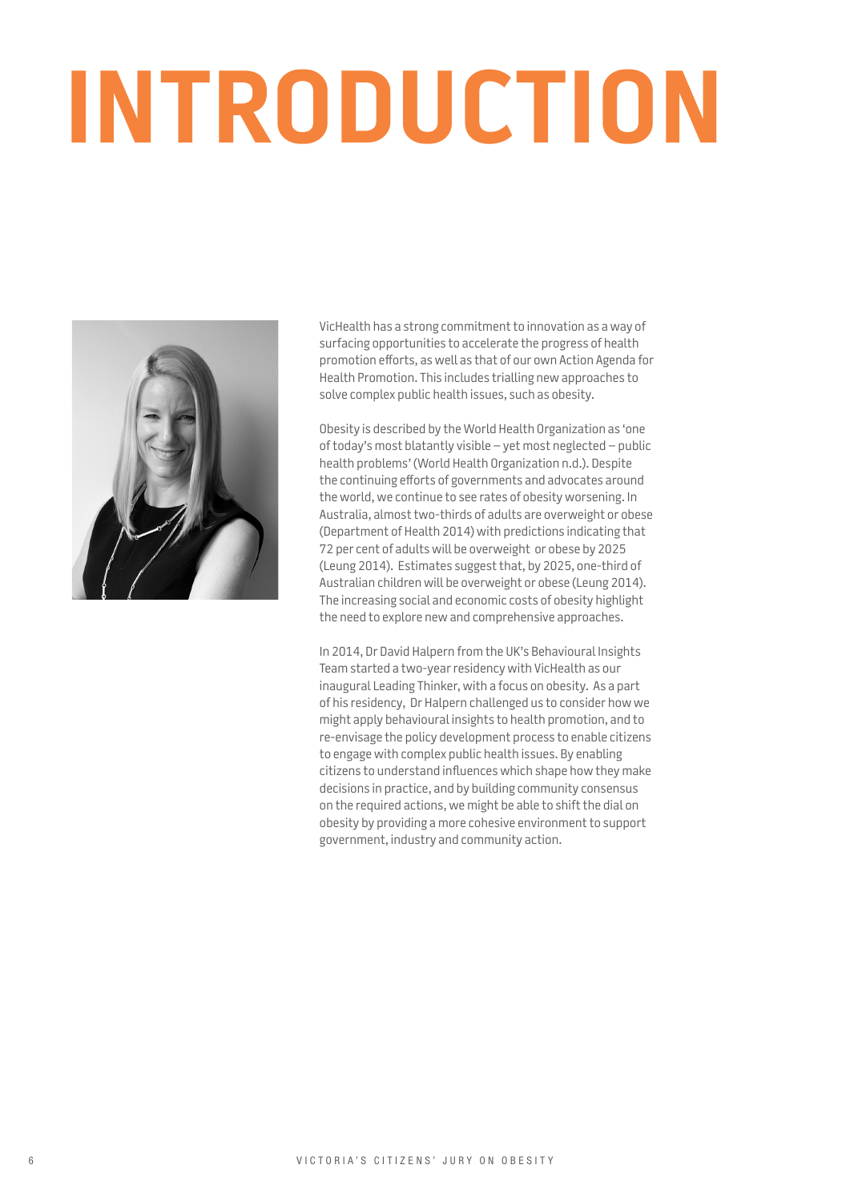# INTRODUCTION

VicHealth has a strong commitment to innovation as a way of surfacing opportunities to accelerate the progress of health promotion efforts, as well as that of our own Action Agenda for Health Promotion. This includes trialling new approaches to solve complex public health issues, such as obesity.

Obesity is described by the World Health Organization as 'one of today's most blatantly visible – yet most neglected – public health problems' (World Health Organization n.d.). Despite the continuing efforts of governments and advocates around the world, we continue to see rates of obesity worsening. In Australia, almost two-thirds of adults are overweight or obese (Department of Health 2014) with predictions indicating that 72 per cent of adults will be overweight or obese by 2025 (Leung 2014). Estimates suggest that, by 2025, one-third of Australian children will be overweight or obese (Leung 2014). The increasing social and economic costs of obesity highlight the need to explore new and comprehensive approaches.

In 2014, Dr David Halpern from the UK's Behavioural Insights Team started a two-year residency with VicHealth as our inaugural Leading Thinker, with a focus on obesity. As a part of his residency, Dr Halpern challenged us to consider how we might apply behavioural insights to health promotion, and to re-envisage the policy development process to enable citizens to engage with complex public health issues. By enabling citizens to understand influences which shape how they make decisions in practice, and by building community consensus on the required actions, we might be able to shift the dial on obesity by providing a more cohesive environment to support government, industry and community action.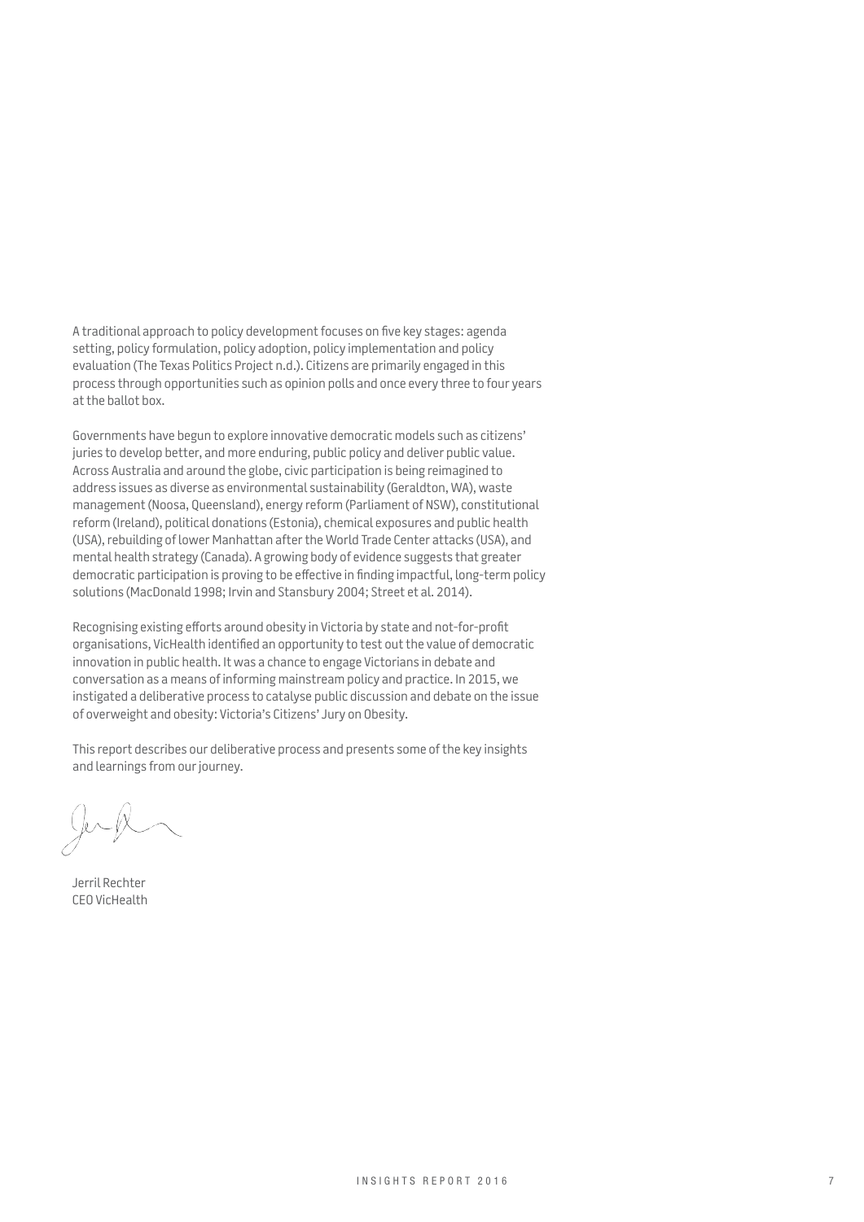A traditional approach to policy development focuses on five key stages: agenda setting, policy formulation, policy adoption, policy implementation and policy evaluation (The Texas Politics Project n.d.). Citizens are primarily engaged in this process through opportunities such as opinion polls and once every three to four years at the ballot box.

Governments have begun to explore innovative democratic models such as citizens' juries to develop better, and more enduring, public policy and deliver public value. Across Australia and around the globe, civic participation is being reimagined to address issues as diverse as environmental sustainability (Geraldton, WA), waste management (Noosa, Queensland), energy reform (Parliament of NSW), constitutional reform (Ireland), political donations (Estonia), chemical exposures and public health (USA), rebuilding of lower Manhattan after the World Trade Center attacks (USA), and mental health strategy (Canada). A growing body of evidence suggests that greater democratic participation is proving to be effective in finding impactful, long-term policy solutions (MacDonald 1998; Irvin and Stansbury 2004; Street et al. 2014).

Recognising existing efforts around obesity in Victoria by state and not-for-profit organisations, VicHealth identified an opportunity to test out the value of democratic innovation in public health. It was a chance to engage Victorians in debate and conversation as a means of informing mainstream policy and practice. In 2015, we instigated a deliberative process to catalyse public discussion and debate on the issue of overweight and obesity: Victoria's Citizens' Jury on Obesity.

This report describes our deliberative process and presents some of the key insights and learnings from our journey.

Jerril Rechter
CEO VicHealth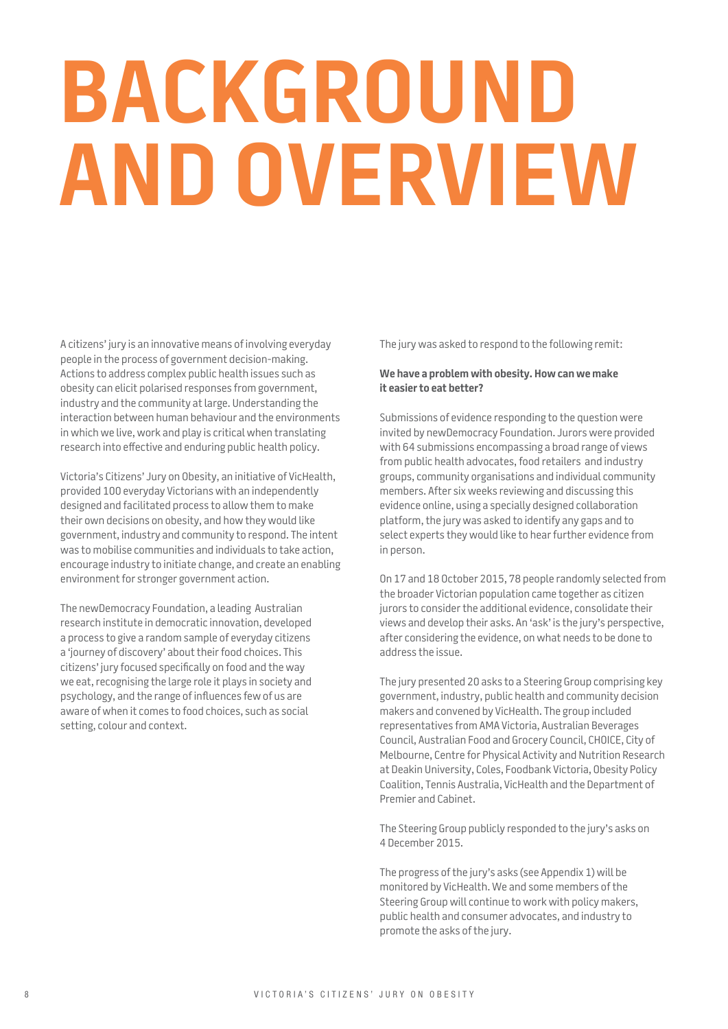# BACKGROUND AND OVERVIEW

A citizens' jury is an innovative means of involving everyday people in the process of government decision-making. Actions to address complex public health issues such as obesity can elicit polarised responses from government, industry and the community at large. Understanding the interaction between human behaviour and the environments in which we live, work and play is critical when translating research into effective and enduring public health policy.

Victoria's Citizens' Jury on Obesity, an initiative of VicHealth, provided 100 everyday Victorians with an independently designed and facilitated process to allow them to make their own decisions on obesity, and how they would like government, industry and community to respond. The intent was to mobilise communities and individuals to take action, encourage industry to initiate change, and create an enabling environment for stronger government action.

The newDemocracy Foundation, a leading Australian research institute in democratic innovation, developed a process to give a random sample of everyday citizens a 'journey of discovery' about their food choices. This citizens' jury focused specifically on food and the way we eat, recognising the large role it plays in society and psychology, and the range of influences few of us are aware of when it comes to food choices, such as social setting, colour and context.

The jury was asked to respond to the following remit:

**We have a problem with obesity. How can we make it easier to eat better?**

Submissions of evidence responding to the question were invited by newDemocracy Foundation. Jurors were provided with 64 submissions encompassing a broad range of views from public health advocates, food retailers and industry groups, community organisations and individual community members. After six weeks reviewing and discussing this evidence online, using a specially designed collaboration platform, the jury was asked to identify any gaps and to select experts they would like to hear further evidence from in person.

On 17 and 18 October 2015, 78 people randomly selected from the broader Victorian population came together as citizen jurors to consider the additional evidence, consolidate their views and develop their asks. An 'ask' is the jury's perspective, after considering the evidence, on what needs to be done to address the issue.

The jury presented 20 asks to a Steering Group comprising key government, industry, public health and community decision makers and convened by VicHealth. The group included representatives from AMA Victoria, Australian Beverages Council, Australian Food and Grocery Council, CHOICE, City of Melbourne, Centre for Physical Activity and Nutrition Research at Deakin University, Coles, Foodbank Victoria, Obesity Policy Coalition, Tennis Australia, VicHealth and the Department of Premier and Cabinet.

The Steering Group publicly responded to the jury's asks on 4 December 2015.

The progress of the jury's asks (see Appendix 1) will be monitored by VicHealth. We and some members of the Steering Group will continue to work with policy makers, public health and consumer advocates, and industry to promote the asks of the jury.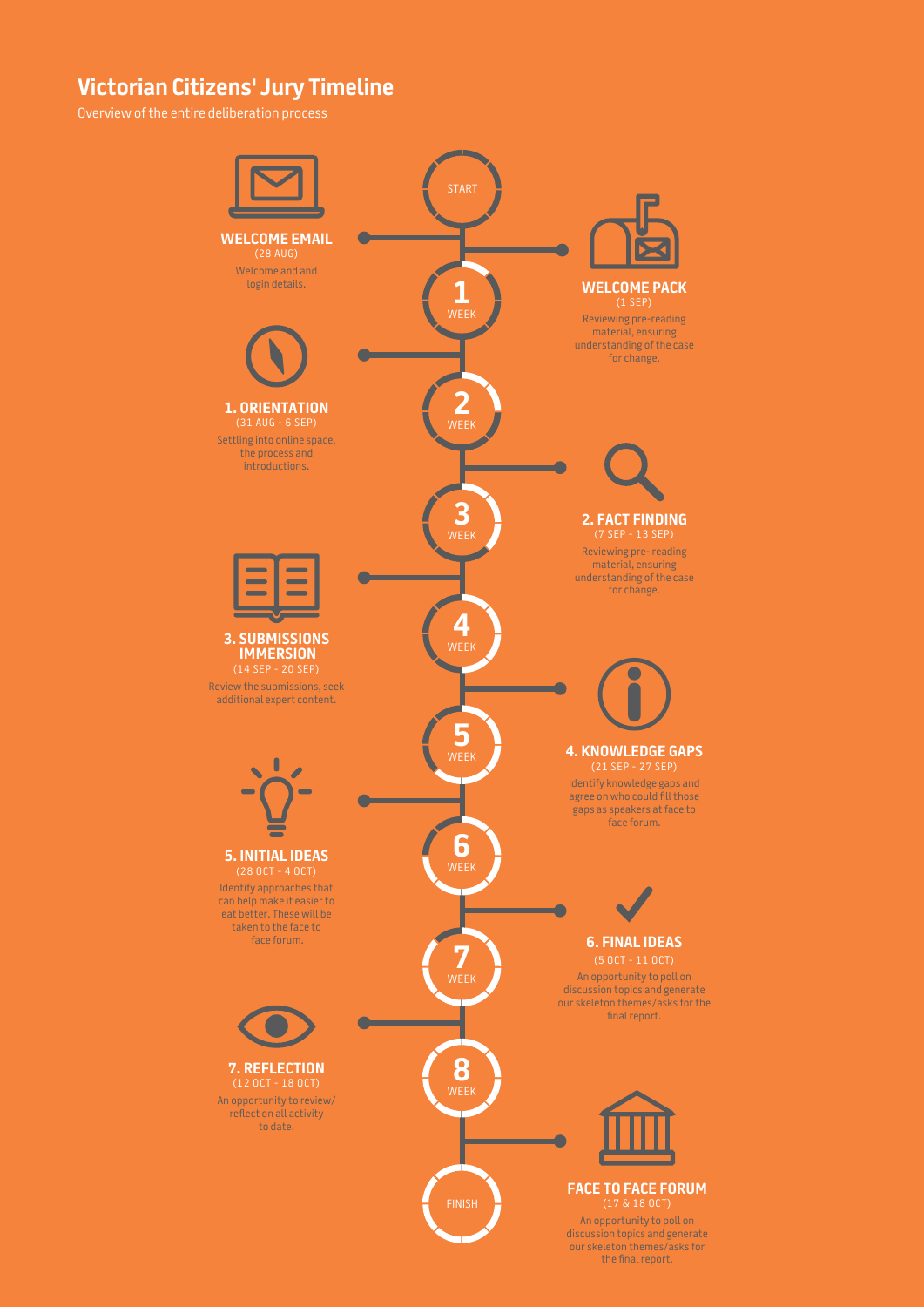# Victorian Citizens' Jury Timeline

Overview of the entire deliberation process

START

**WELCOME EMAIL**
(28 AUG)
Welcome and and login details.

**WELCOME PACK**
(1 SEP)
Reviewing pre-reading material, ensuring understanding of the case for change.

1 WEEK

**1. ORIENTATION**
(31 AUG - 6 SEP)
Settling into online space, the process and introductions.

2 WEEK

**2. FACT FINDING**
(7 SEP - 13 SEP)
Reviewing pre- reading material, ensuring understanding of the case for change.

3 WEEK

**3. SUBMISSIONS IMMERSION**
(14 SEP - 20 SEP)
Review the submissions, seek additional expert content.

4 WEEK

**4. KNOWLEDGE GAPS**
(21 SEP - 27 SEP)
Identify knowledge gaps and agree on who could fill those gaps as speakers at face to face forum.

5 WEEK

**5. INITIAL IDEAS**
(28 OCT - 4 OCT)
Identify approaches that can help make it easier to eat better. These will be taken to the face to face forum.

6 WEEK

**6. FINAL IDEAS**
(5 OCT - 11 OCT)
An opportunity to poll on discussion topics and generate our skeleton themes/asks for the final report.

7 WEEK

**7. REFLECTION**
(12 OCT - 18 OCT)
An opportunity to review/ reflect on all activity to date.

8 WEEK

**FACE TO FACE FORUM**
(17 & 18 OCT)
An opportunity to poll on discussion topics and generate our skeleton themes/asks for the final report.

FINISH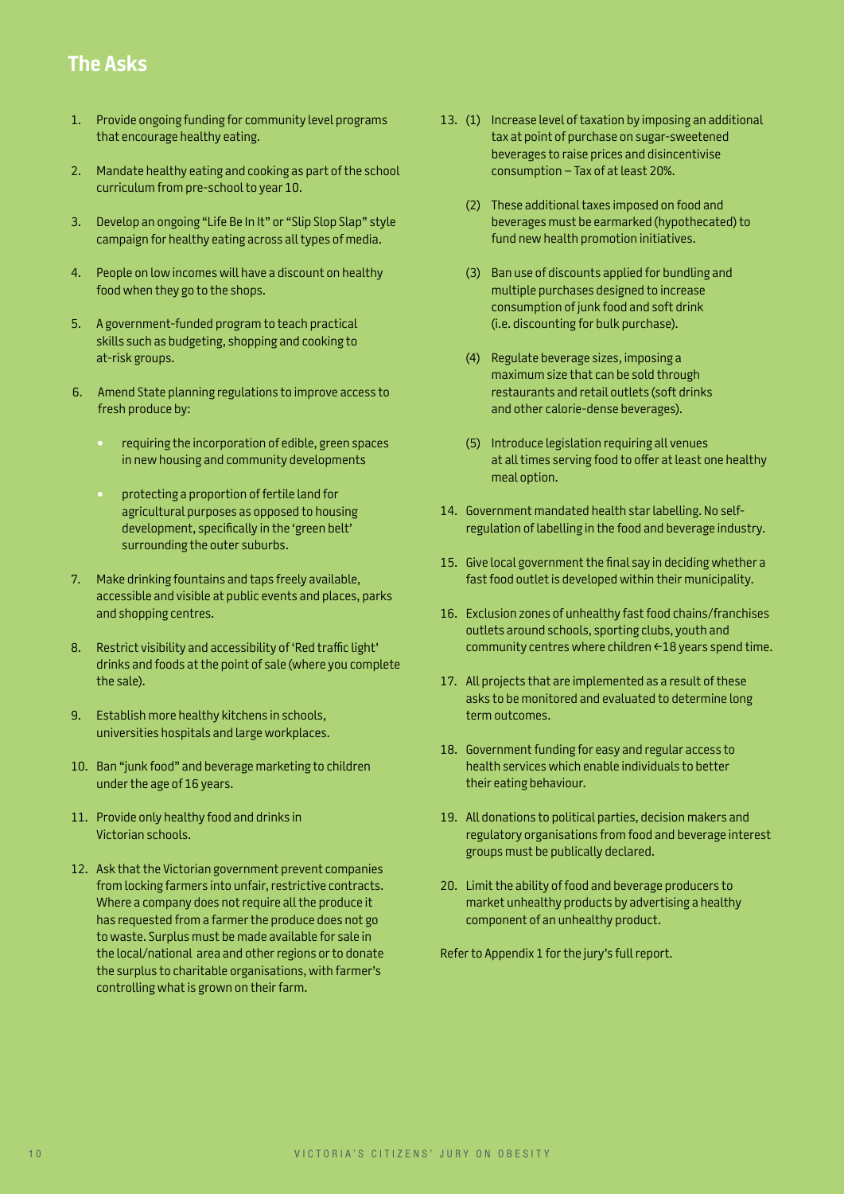## The Asks

1. Provide ongoing funding for community level programs that encourage healthy eating.

2. Mandate healthy eating and cooking as part of the school curriculum from pre-school to year 10.

3. Develop an ongoing "Life Be In It" or "Slip Slop Slap" style campaign for healthy eating across all types of media.

4. People on low incomes will have a discount on healthy food when they go to the shops.

5. A government-funded program to teach practical skills such as budgeting, shopping and cooking to at-risk groups.

6. Amend State planning regulations to improve access to fresh produce by:

   - requiring the incorporation of edible, green spaces in new housing and community developments
   - protecting a proportion of fertile land for agricultural purposes as opposed to housing development, specifically in the 'green belt' surrounding the outer suburbs.

7. Make drinking fountains and taps freely available, accessible and visible at public events and places, parks and shopping centres.

8. Restrict visibility and accessibility of 'Red traffic light' drinks and foods at the point of sale (where you complete the sale).

9. Establish more healthy kitchens in schools, universities hospitals and large workplaces.

10. Ban "junk food" and beverage marketing to children under the age of 16 years.

11. Provide only healthy food and drinks in Victorian schools.

12. Ask that the Victorian government prevent companies from locking farmers into unfair, restrictive contracts. Where a company does not require all the produce it has requested from a farmer the produce does not go to waste. Surplus must be made available for sale in the local/national area and other regions or to donate the surplus to charitable organisations, with farmer's controlling what is grown on their farm.

13. (1) Increase level of taxation by imposing an additional tax at point of purchase on sugar-sweetened beverages to raise prices and disincentivise consumption – Tax of at least 20%.

    (2) These additional taxes imposed on food and beverages must be earmarked (hypothecated) to fund new health promotion initiatives.

    (3) Ban use of discounts applied for bundling and multiple purchases designed to increase consumption of junk food and soft drink (i.e. discounting for bulk purchase).

    (4) Regulate beverage sizes, imposing a maximum size that can be sold through restaurants and retail outlets (soft drinks and other calorie-dense beverages).

    (5) Introduce legislation requiring all venues at all times serving food to offer at least one healthy meal option.

14. Government mandated health star labelling. No self-regulation of labelling in the food and beverage industry.

15. Give local government the final say in deciding whether a fast food outlet is developed within their municipality.

16. Exclusion zones of unhealthy fast food chains/franchises outlets around schools, sporting clubs, youth and community centres where children <18 years spend time.

17. All projects that are implemented as a result of these asks to be monitored and evaluated to determine long term outcomes.

18. Government funding for easy and regular access to health services which enable individuals to better their eating behaviour.

19. All donations to political parties, decision makers and regulatory organisations from food and beverage interest groups must be publically declared.

20. Limit the ability of food and beverage producers to market unhealthy products by advertising a healthy component of an unhealthy product.

Refer to Appendix 1 for the jury's full report.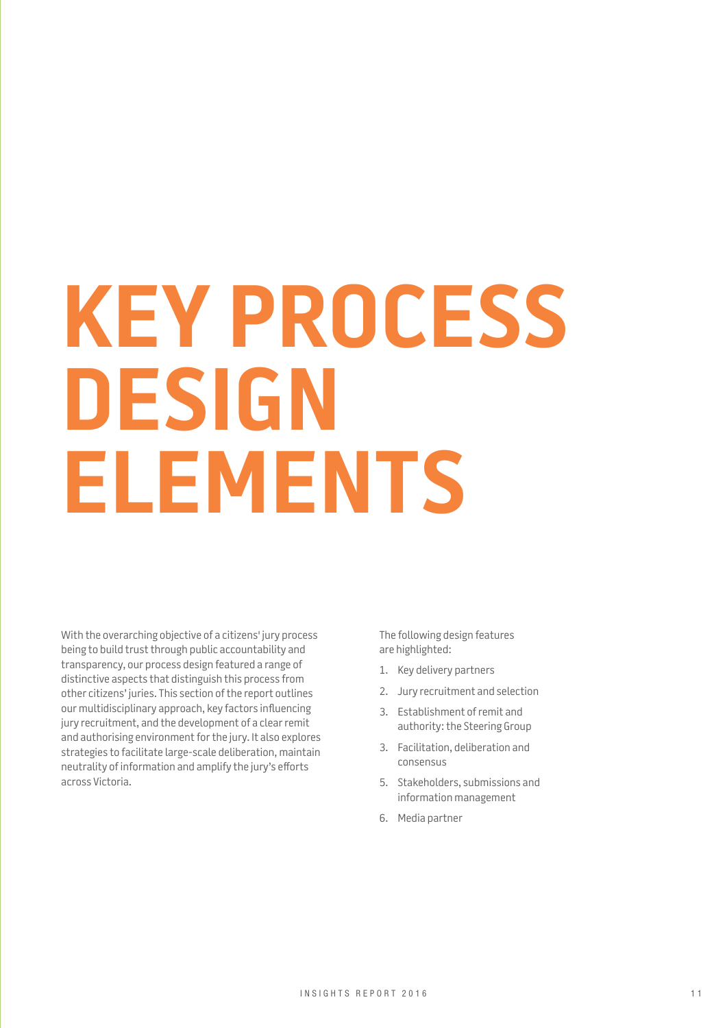# KEY PROCESS DESIGN ELEMENTS

With the overarching objective of a citizens' jury process being to build trust through public accountability and transparency, our process design featured a range of distinctive aspects that distinguish this process from other citizens' juries. This section of the report outlines our multidisciplinary approach, key factors influencing jury recruitment, and the development of a clear remit and authorising environment for the jury. It also explores strategies to facilitate large-scale deliberation, maintain neutrality of information and amplify the jury's efforts across Victoria.

The following design features are highlighted:

1. Key delivery partners
2. Jury recruitment and selection
3. Establishment of remit and authority: the Steering Group
3. Facilitation, deliberation and consensus
5. Stakeholders, submissions and information management
6. Media partner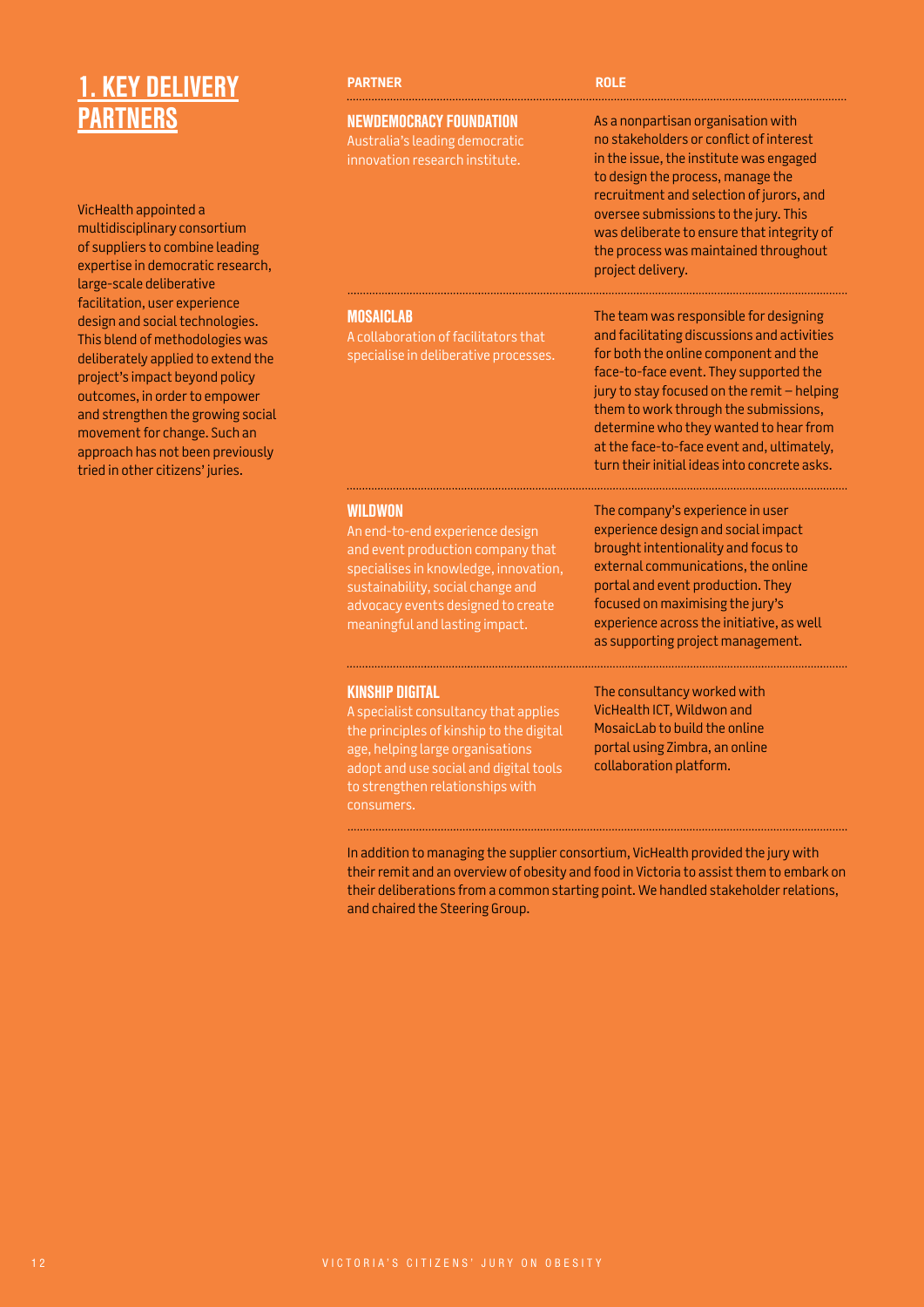# 1. KEY DELIVERY PARTNERS

VicHealth appointed a multidisciplinary consortium of suppliers to combine leading expertise in democratic research, large-scale deliberative facilitation, user experience design and social technologies. This blend of methodologies was deliberately applied to extend the project's impact beyond policy outcomes, in order to empower and strengthen the growing social movement for change. Such an approach has not been previously tried in other citizens' juries.

| PARTNER | ROLE |
| --- | --- |
| **NEWDEMOCRACY FOUNDATION** Australia's leading democratic innovation research institute. | As a nonpartisan organisation with no stakeholders or conflict of interest in the issue, the institute was engaged to design the process, manage the recruitment and selection of jurors, and oversee submissions to the jury. This was deliberate to ensure that integrity of the process was maintained throughout project delivery. |
| **MOSAICLAB** A collaboration of facilitators that specialise in deliberative processes. | The team was responsible for designing and facilitating discussions and activities for both the online component and the face-to-face event. They supported the jury to stay focused on the remit – helping them to work through the submissions, determine who they wanted to hear from at the face-to-face event and, ultimately, turn their initial ideas into concrete asks. |
| **WILDWON** An end-to-end experience design and event production company that specialises in knowledge, innovation, sustainability, social change and advocacy events designed to create meaningful and lasting impact. | The company's experience in user experience design and social impact brought intentionality and focus to external communications, the online portal and event production. They focused on maximising the jury's experience across the initiative, as well as supporting project management. |
| **KINSHIP DIGITAL** A specialist consultancy that applies the principles of kinship to the digital age, helping large organisations adopt and use social and digital tools to strengthen relationships with consumers. | The consultancy worked with VicHealth ICT, Wildwon and MosaicLab to build the online portal using Zimbra, an online collaboration platform. |

In addition to managing the supplier consortium, VicHealth provided the jury with their remit and an overview of obesity and food in Victoria to assist them to embark on their deliberations from a common starting point. We handled stakeholder relations, and chaired the Steering Group.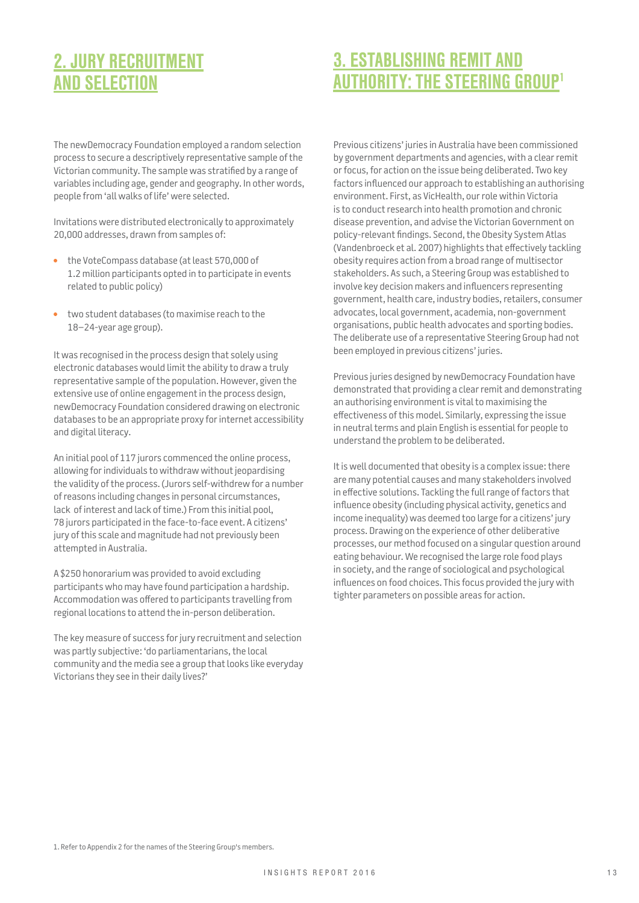## 2. JURY RECRUITMENT AND SELECTION

The newDemocracy Foundation employed a random selection process to secure a descriptively representative sample of the Victorian community. The sample was stratified by a range of variables including age, gender and geography. In other words, people from 'all walks of life' were selected.

Invitations were distributed electronically to approximately 20,000 addresses, drawn from samples of:

- the VoteCompass database (at least 570,000 of 1.2 million participants opted in to participate in events related to public policy)
- two student databases (to maximise reach to the 18–24-year age group).

It was recognised in the process design that solely using electronic databases would limit the ability to draw a truly representative sample of the population. However, given the extensive use of online engagement in the process design, newDemocracy Foundation considered drawing on electronic databases to be an appropriate proxy for internet accessibility and digital literacy.

An initial pool of 117 jurors commenced the online process, allowing for individuals to withdraw without jeopardising the validity of the process. (Jurors self-withdrew for a number of reasons including changes in personal circumstances, lack of interest and lack of time.) From this initial pool, 78 jurors participated in the face-to-face event. A citizens' jury of this scale and magnitude had not previously been attempted in Australia.

A $250 honorarium was provided to avoid excluding participants who may have found participation a hardship. Accommodation was offered to participants travelling from regional locations to attend the in-person deliberation.

The key measure of success for jury recruitment and selection was partly subjective: 'do parliamentarians, the local community and the media see a group that looks like everyday Victorians they see in their daily lives?'

## 3. ESTABLISHING REMIT AND AUTHORITY: THE STEERING GROUP[1]

Previous citizens' juries in Australia have been commissioned by government departments and agencies, with a clear remit or focus, for action on the issue being deliberated. Two key factors influenced our approach to establishing an authorising environment. First, as VicHealth, our role within Victoria is to conduct research into health promotion and chronic disease prevention, and advise the Victorian Government on policy-relevant findings. Second, the Obesity System Atlas (Vandenbroeck et al. 2007) highlights that effectively tackling obesity requires action from a broad range of multisector stakeholders. As such, a Steering Group was established to involve key decision makers and influencers representing government, health care, industry bodies, retailers, consumer advocates, local government, academia, non-government organisations, public health advocates and sporting bodies. The deliberate use of a representative Steering Group had not been employed in previous citizens' juries.

Previous juries designed by newDemocracy Foundation have demonstrated that providing a clear remit and demonstrating an authorising environment is vital to maximising the effectiveness of this model. Similarly, expressing the issue in neutral terms and plain English is essential for people to understand the problem to be deliberated.

It is well documented that obesity is a complex issue: there are many potential causes and many stakeholders involved in effective solutions. Tackling the full range of factors that influence obesity (including physical activity, genetics and income inequality) was deemed too large for a citizens' jury process. Drawing on the experience of other deliberative processes, our method focused on a singular question around eating behaviour. We recognised the large role food plays in society, and the range of sociological and psychological influences on food choices. This focus provided the jury with tighter parameters on possible areas for action.

1. Refer to Appendix 2 for the names of the Steering Group's members.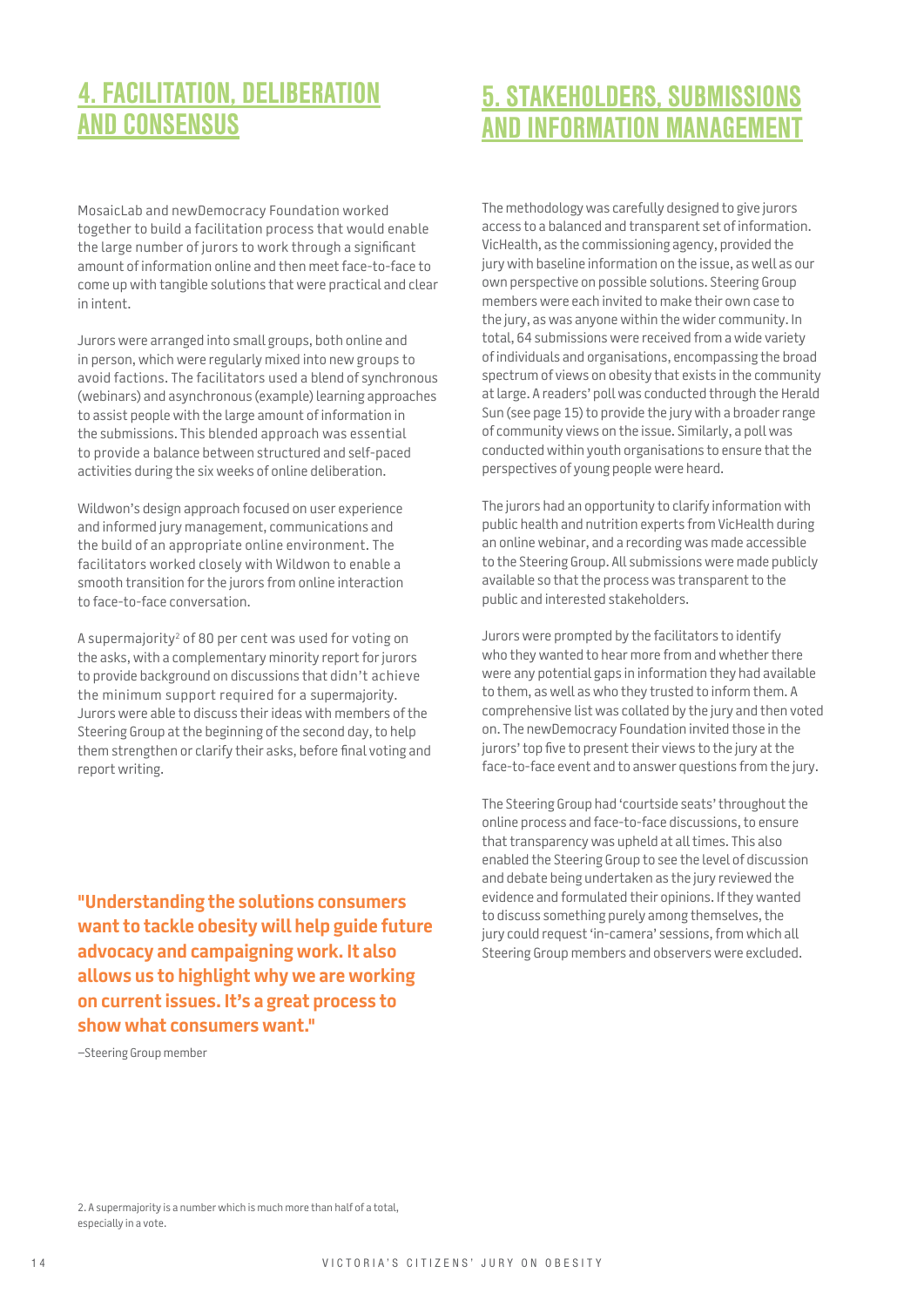## 4. FACILITATION, DELIBERATION AND CONSENSUS

MosaicLab and newDemocracy Foundation worked together to build a facilitation process that would enable the large number of jurors to work through a significant amount of information online and then meet face-to-face to come up with tangible solutions that were practical and clear in intent.

Jurors were arranged into small groups, both online and in person, which were regularly mixed into new groups to avoid factions. The facilitators used a blend of synchronous (webinars) and asynchronous (example) learning approaches to assist people with the large amount of information in the submissions. This blended approach was essential to provide a balance between structured and self-paced activities during the six weeks of online deliberation.

Wildwon's design approach focused on user experience and informed jury management, communications and the build of an appropriate online environment. The facilitators worked closely with Wildwon to enable a smooth transition for the jurors from online interaction to face-to-face conversation.

A supermajority[2] of 80 per cent was used for voting on the asks, with a complementary minority report for jurors to provide background on discussions that didn't achieve the minimum support required for a supermajority. Jurors were able to discuss their ideas with members of the Steering Group at the beginning of the second day, to help them strengthen or clarify their asks, before final voting and report writing.

**"Understanding the solutions consumers want to tackle obesity will help guide future advocacy and campaigning work. It also allows us to highlight why we are working on current issues. It's a great process to show what consumers want."**

–Steering Group member

## 5. STAKEHOLDERS, SUBMISSIONS AND INFORMATION MANAGEMENT

The methodology was carefully designed to give jurors access to a balanced and transparent set of information. VicHealth, as the commissioning agency, provided the jury with baseline information on the issue, as well as our own perspective on possible solutions. Steering Group members were each invited to make their own case to the jury, as was anyone within the wider community. In total, 64 submissions were received from a wide variety of individuals and organisations, encompassing the broad spectrum of views on obesity that exists in the community at large. A readers' poll was conducted through the Herald Sun (see page 15) to provide the jury with a broader range of community views on the issue. Similarly, a poll was conducted within youth organisations to ensure that the perspectives of young people were heard.

The jurors had an opportunity to clarify information with public health and nutrition experts from VicHealth during an online webinar, and a recording was made accessible to the Steering Group. All submissions were made publicly available so that the process was transparent to the public and interested stakeholders.

Jurors were prompted by the facilitators to identify who they wanted to hear more from and whether there were any potential gaps in information they had available to them, as well as who they trusted to inform them. A comprehensive list was collated by the jury and then voted on. The newDemocracy Foundation invited those in the jurors' top five to present their views to the jury at the face-to-face event and to answer questions from the jury.

The Steering Group had 'courtside seats' throughout the online process and face-to-face discussions, to ensure that transparency was upheld at all times. This also enabled the Steering Group to see the level of discussion and debate being undertaken as the jury reviewed the evidence and formulated their opinions. If they wanted to discuss something purely among themselves, the jury could request 'in-camera' sessions, from which all Steering Group members and observers were excluded.

2. A supermajority is a number which is much more than half of a total, especially in a vote.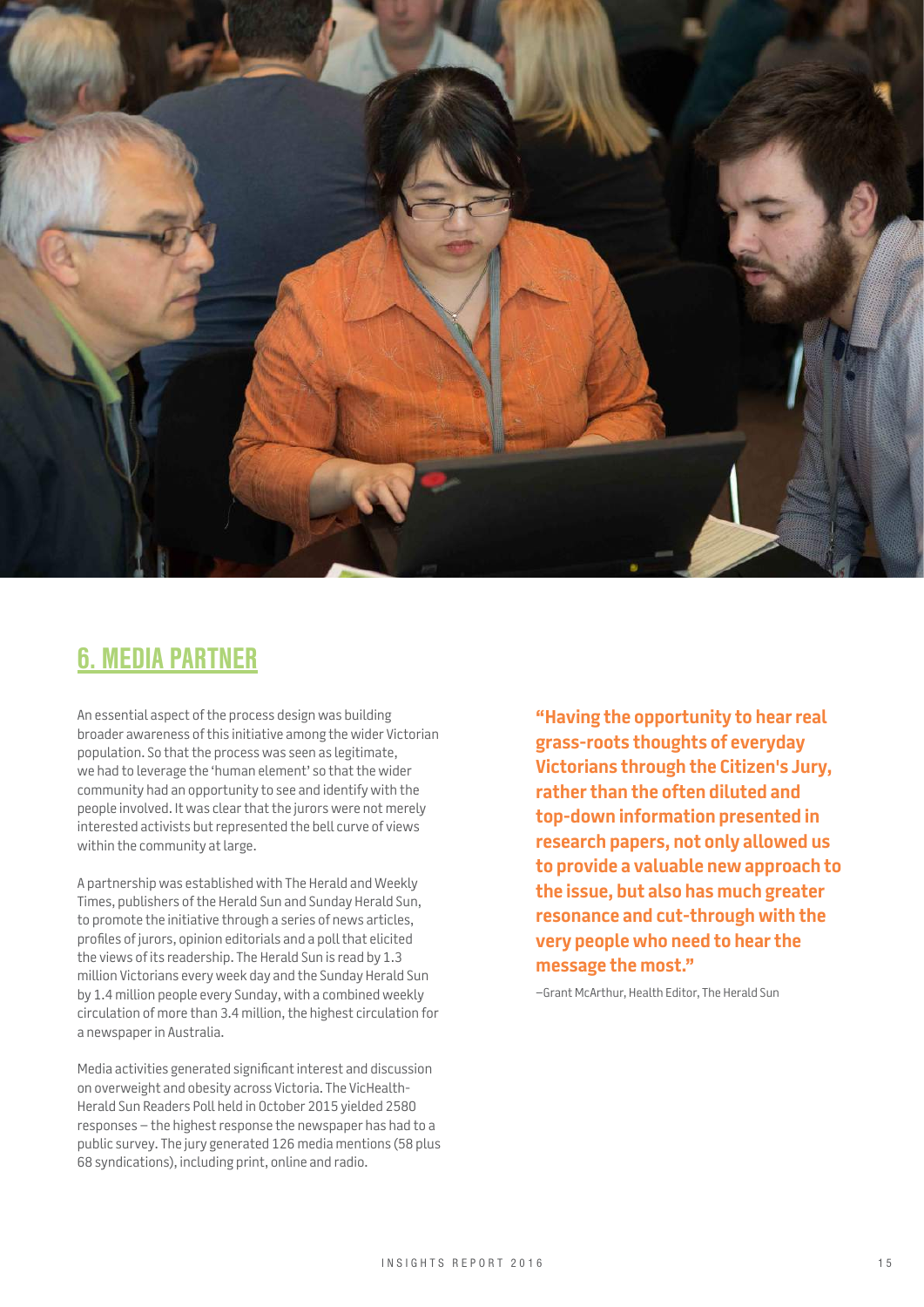## 6. MEDIA PARTNER

An essential aspect of the process design was building broader awareness of this initiative among the wider Victorian population. So that the process was seen as legitimate, we had to leverage the 'human element' so that the wider community had an opportunity to see and identify with the people involved. It was clear that the jurors were not merely interested activists but represented the bell curve of views within the community at large.

A partnership was established with The Herald and Weekly Times, publishers of the Herald Sun and Sunday Herald Sun, to promote the initiative through a series of news articles, profiles of jurors, opinion editorials and a poll that elicited the views of its readership. The Herald Sun is read by 1.3 million Victorians every week day and the Sunday Herald Sun by 1.4 million people every Sunday, with a combined weekly circulation of more than 3.4 million, the highest circulation for a newspaper in Australia.

Media activities generated significant interest and discussion on overweight and obesity across Victoria. The VicHealth-Herald Sun Readers Poll held in October 2015 yielded 2580 responses – the highest response the newspaper has had to a public survey. The jury generated 126 media mentions (58 plus 68 syndications), including print, online and radio.

> **"Having the opportunity to hear real grass-roots thoughts of everyday Victorians through the Citizen's Jury, rather than the often diluted and top-down information presented in research papers, not only allowed us to provide a valuable new approach to the issue, but also has much greater resonance and cut-through with the very people who need to hear the message the most."**
>
> –Grant McArthur, Health Editor, The Herald Sun